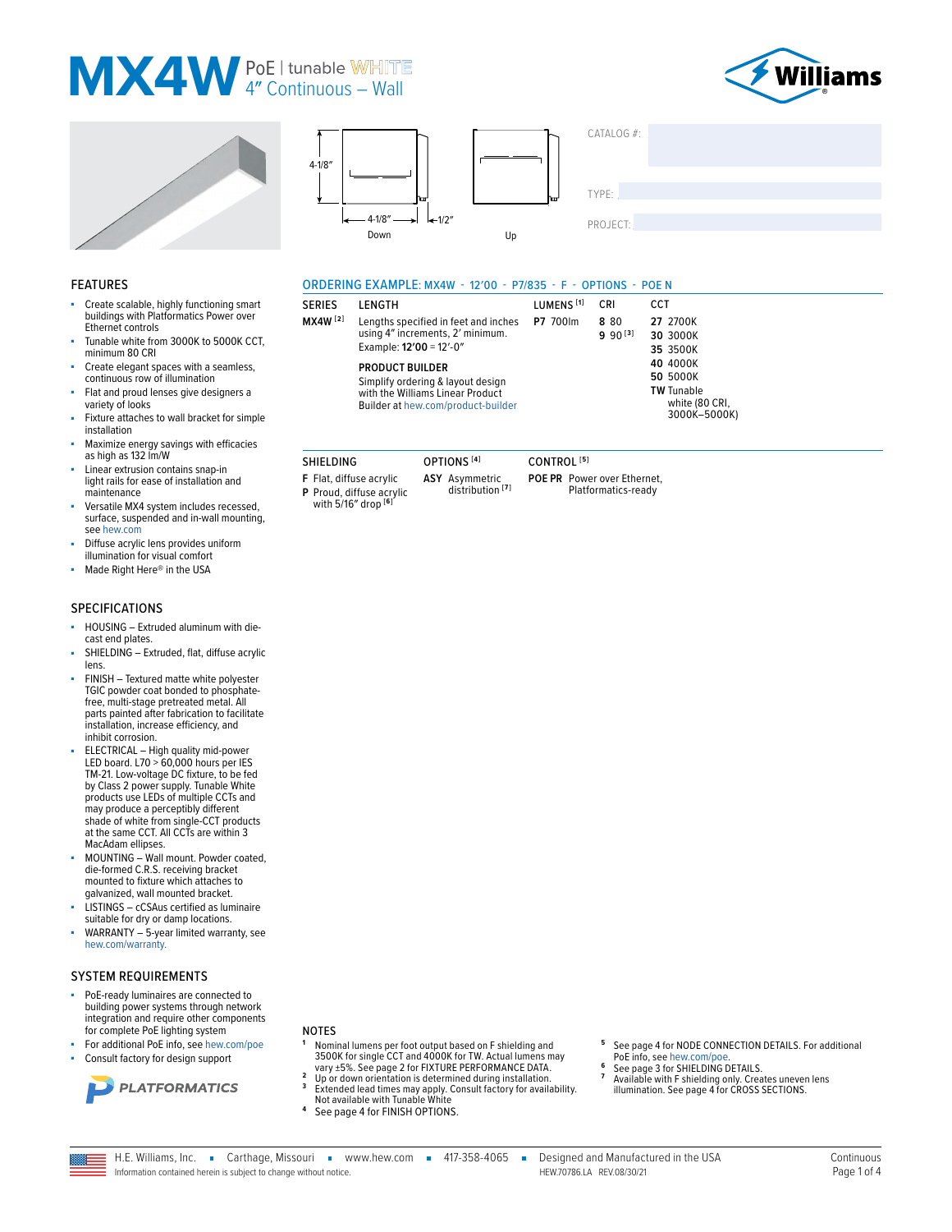# MX4W PoE | tunable WHITE 4" Continuous – Wall

4-1/8" | 4-1/8" | 1/2"

Down | Up

CATALOG #:

TYPE:

PROJECT:

## FEATURES

- Create scalable, highly functioning smart buildings with Platformatics Power over Ethernet controls
- Tunable white from 3000K to 5000K CCT, minimum 80 CRI
- Create elegant spaces with a seamless, continuous row of illumination
- Flat and proud lenses give designers a variety of looks
- Fixture attaches to wall bracket for simple installation
- Maximize energy savings with efficacies as high as 132 lm/W
- Linear extrusion contains snap-in light rails for ease of installation and maintenance
- Versatile MX4 system includes recessed, surface, suspended and in-wall mounting, see hew.com
- Diffuse acrylic lens provides uniform illumination for visual comfort
- Made Right Here® in the USA

## SPECIFICATIONS

- HOUSING – Extruded aluminum with die-cast end plates.
- SHIELDING – Extruded, flat, diffuse acrylic lens.
- FINISH – Textured matte white polyester TGIC powder coat bonded to phosphate-free, multi-stage pretreated metal. All parts painted after fabrication to facilitate installation, increase efficiency, and inhibit corrosion.
- ELECTRICAL – High quality mid-power LED board. L70 > 60,000 hours per IES TM-21. Low-voltage DC fixture, to be fed by Class 2 power supply. Tunable White products use LEDs of multiple CCTs and may produce a perceptibly different shade of white from single-CCT products at the same CCT. All CCTs are within 3 MacAdam ellipses.
- MOUNTING – Wall mount. Powder coated, die-formed C.R.S. receiving bracket mounted to fixture which attaches to galvanized, wall mounted bracket.
- LISTINGS – cCSAus certified as luminaire suitable for dry or damp locations.
- WARRANTY – 5-year limited warranty, see hew.com/warranty.

## SYSTEM REQUIREMENTS

- PoE-ready luminaires are connected to building power systems through network integration and require other components for complete PoE lighting system
- For additional PoE info, see hew.com/poe
- Consult factory for design support

PLATFORMATICS

## ORDERING EXAMPLE: MX4W - 12'00 - P7/835 - F - OPTIONS - POE N

| SERIES | LENGTH | LUMENS [1] | CRI | CCT |
|---|---|---|---|---|
| **MX4W** [2] | Lengths specified in feet and inches using 4" increments, 2' minimum. Example: **12'00** = 12'-0" | **P7** 700lm | **8** 80<br>**9** 90 [3] | **27** 2700K<br>**30** 3000K<br>**35** 3500K<br>**40** 4000K<br>**50** 5000K<br>**TW** Tunable white (80 CRI, 3000K–5000K) |

**PRODUCT BUILDER**

Simplify ordering & layout design with the Williams Linear Product Builder at hew.com/product-builder

| SHIELDING | OPTIONS [4] | CONTROL [5] |
|---|---|---|
| **F** Flat, diffuse acrylic<br>**P** Proud, diffuse acrylic with 5/16" drop [6] | **ASY** Asymmetric distribution [7] | **POE PR** Power over Ethernet, Platformatics-ready |

## NOTES

1. Nominal lumens per foot output based on F shielding and 3500K for single CCT and 4000K for TW. Actual lumens may vary ±5%. See page 2 for FIXTURE PERFORMANCE DATA.
2. Up or down orientation is determined during installation.
3. Extended lead times may apply. Consult factory for availability. Not available with Tunable White
4. See page 4 for FINISH OPTIONS.
5. See page 4 for NODE CONNECTION DETAILS. For additional PoE info, see hew.com/poe.
6. See page 3 for SHIELDING DETAILS.
7. Available with F shielding only. Creates uneven lens illumination. See page 4 for CROSS SECTIONS.

H.E. Williams, Inc. ▪ Carthage, Missouri ▪ www.hew.com ▪ 417-358-4065 ▪ Designed and Manufactured in the USA

Information contained herein is subject to change without notice. HEW.70786.LA REV.08/30/21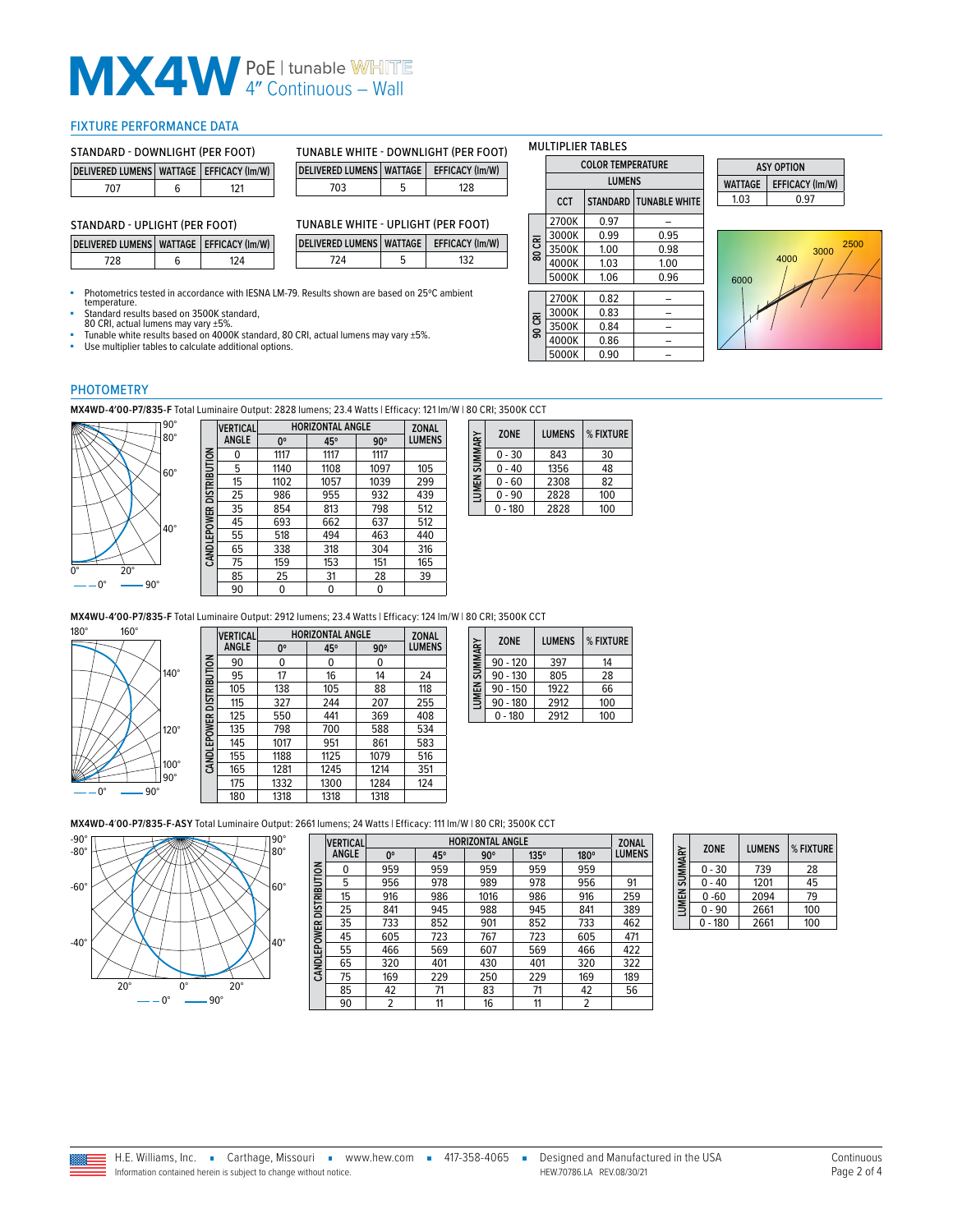# MX4W PoE | tunable WHITE 4" Continuous – Wall

## FIXTURE PERFORMANCE DATA

### STANDARD - DOWNLIGHT (PER FOOT)

| DELIVERED LUMENS | WATTAGE | EFFICACY (lm/W) |
|---|---|---|
| 707 | 6 | 121 |

### TUNABLE WHITE - DOWNLIGHT (PER FOOT)

| DELIVERED LUMENS | WATTAGE | EFFICACY (lm/W) |
|---|---|---|
| 703 | 5 | 128 |

### STANDARD - UPLIGHT (PER FOOT)

| DELIVERED LUMENS | WATTAGE | EFFICACY (lm/W) |
|---|---|---|
| 728 | 6 | 124 |

### TUNABLE WHITE - UPLIGHT (PER FOOT)

| DELIVERED LUMENS | WATTAGE | EFFICACY (lm/W) |
|---|---|---|
| 724 | 5 | 132 |

- Photometrics tested in accordance with IESNA LM-79. Results shown are based on 25ºC ambient temperature.
- Standard results based on 3500K standard, 80 CRI, actual lumens may vary ±5%.
- Tunable white results based on 4000K standard, 80 CRI, actual lumens may vary ±5%.
- Use multiplier tables to calculate additional options.

### MULTIPLIER TABLES

| | COLOR TEMPERATURE | | |
|---|---|---|---|
| | | LUMENS | |
| | CCT | STANDARD | TUNABLE WHITE |
| 80 CRI | 2700K | 0.97 | – |
| | 3000K | 0.99 | 0.95 |
| | 3500K | 1.00 | 0.98 |
| | 4000K | 1.03 | 1.00 |
| | 5000K | 1.06 | 0.96 |
| 90 CRI | 2700K | 0.82 | – |
| | 3000K | 0.83 | – |
| | 3500K | 0.84 | – |
| | 4000K | 0.86 | – |
| | 5000K | 0.90 | – |

| ASY OPTION | |
|---|---|
| WATTAGE | EFFICACY (lm/W) |
| 1.03 | 0.97 |

6000 4000 3000 2500

## PHOTOMETRY

**MX4WD-4'00-P7/835-F** Total Luminaire Output: 2828 lumens; 23.4 Watts | Efficacy: 121 lm/W | 80 CRI; 3500K CCT

| VERTICAL ANGLE | HORIZONTAL ANGLE 0° | 45° | 90° | ZONAL LUMENS |
|---|---|---|---|---|
| 0 | 1117 | 1117 | 1117 | |
| 5 | 1140 | 1108 | 1097 | 105 |
| 15 | 1102 | 1057 | 1039 | 299 |
| 25 | 986 | 955 | 932 | 439 |
| 35 | 854 | 813 | 798 | 512 |
| 45 | 693 | 662 | 637 | 512 |
| 55 | 518 | 494 | 463 | 440 |
| 65 | 338 | 318 | 304 | 316 |
| 75 | 159 | 153 | 151 | 165 |
| 85 | 25 | 31 | 28 | 39 |
| 90 | 0 | 0 | 0 | |

| ZONE | LUMENS | % FIXTURE |
|---|---|---|
| 0 - 30 | 843 | 30 |
| 0 - 40 | 1356 | 48 |
| 0 - 60 | 2308 | 82 |
| 0 - 90 | 2828 | 100 |
| 0 - 180 | 2828 | 100 |

**MX4WU-4'00-P7/835-F** Total Luminaire Output: 2912 lumens; 23.4 Watts | Efficacy: 124 lm/W | 80 CRI; 3500K CCT

| VERTICAL ANGLE | HORIZONTAL ANGLE 0° | 45° | 90° | ZONAL LUMENS |
|---|---|---|---|---|
| 90 | 0 | 0 | 0 | |
| 95 | 17 | 16 | 14 | 24 |
| 105 | 138 | 105 | 88 | 118 |
| 115 | 327 | 244 | 207 | 255 |
| 125 | 550 | 441 | 369 | 408 |
| 135 | 798 | 700 | 588 | 534 |
| 145 | 1017 | 951 | 861 | 583 |
| 155 | 1188 | 1125 | 1079 | 516 |
| 165 | 1281 | 1245 | 1214 | 351 |
| 175 | 1332 | 1300 | 1284 | 124 |
| 180 | 1318 | 1318 | 1318 | |

| ZONE | LUMENS | % FIXTURE |
|---|---|---|
| 90 - 120 | 397 | 14 |
| 90 - 130 | 805 | 28 |
| 90 - 150 | 1922 | 66 |
| 90 - 180 | 2912 | 100 |
| 0 - 180 | 2912 | 100 |

**MX4WD-4'00-P7/835-F-ASY** Total Luminaire Output: 2661 lumens; 24 Watts | Efficacy: 111 lm/W | 80 CRI; 3500K CCT

| VERTICAL ANGLE | HORIZONTAL ANGLE 0° | 45° | 90° | 135° | 180° | ZONAL LUMENS |
|---|---|---|---|---|---|---|
| 0 | 959 | 959 | 959 | 959 | 959 | |
| 5 | 956 | 978 | 989 | 978 | 956 | 91 |
| 15 | 916 | 986 | 1016 | 986 | 916 | 259 |
| 25 | 841 | 945 | 988 | 945 | 841 | 389 |
| 35 | 733 | 852 | 901 | 852 | 733 | 462 |
| 45 | 605 | 723 | 767 | 723 | 605 | 471 |
| 55 | 466 | 569 | 607 | 569 | 466 | 422 |
| 65 | 320 | 401 | 430 | 401 | 320 | 322 |
| 75 | 169 | 229 | 250 | 229 | 169 | 189 |
| 85 | 42 | 71 | 83 | 71 | 42 | 56 |
| 90 | 2 | 11 | 16 | 11 | 2 | |

| ZONE | LUMENS | % FIXTURE |
|---|---|---|
| 0 - 30 | 739 | 28 |
| 0 - 40 | 1201 | 45 |
| 0 -60 | 2094 | 79 |
| 0 - 90 | 2661 | 100 |
| 0 - 180 | 2661 | 100 |

H.E. Williams, Inc. ▪ Carthage, Missouri ▪ www.hew.com ▪ 417-358-4065 ▪ Designed and Manufactured in the USA

Information contained herein is subject to change without notice. HEW.70786.LA REV.08/30/21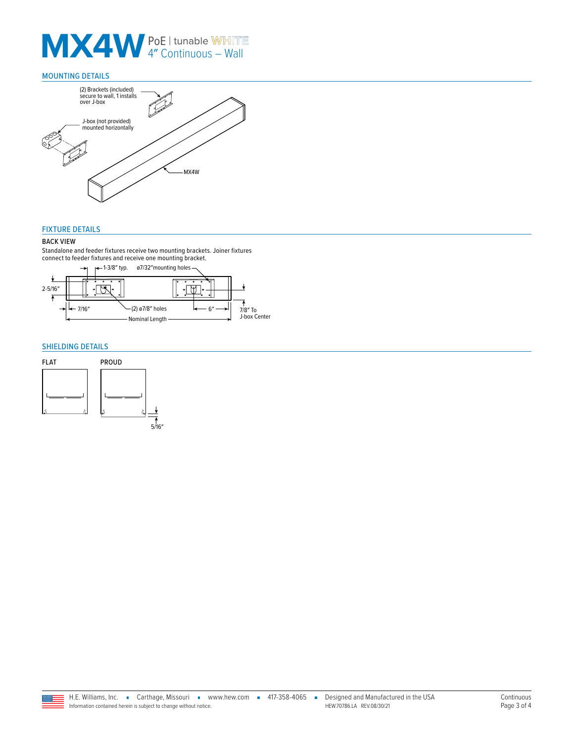# MX4W PoE | tunable WHITE
## 4" Continuous – Wall

## MOUNTING DETAILS

(2) Brackets (included) secure to wall, 1 installs over J-box

J-box (not provided) mounted horizontally

MX4W

## FIXTURE DETAILS

### BACK VIEW

Standalone and feeder fixtures receive two mounting brackets. Joiner fixtures connect to feeder fixtures and receive one mounting bracket.

1-3/8" typ.

ø7/32" mounting holes

2-5/16"

7/16"

(2) ø7/8" holes

6"

7/8" To J-box Center

Nominal Length

## SHIELDING DETAILS

FLAT

PROUD

5/16"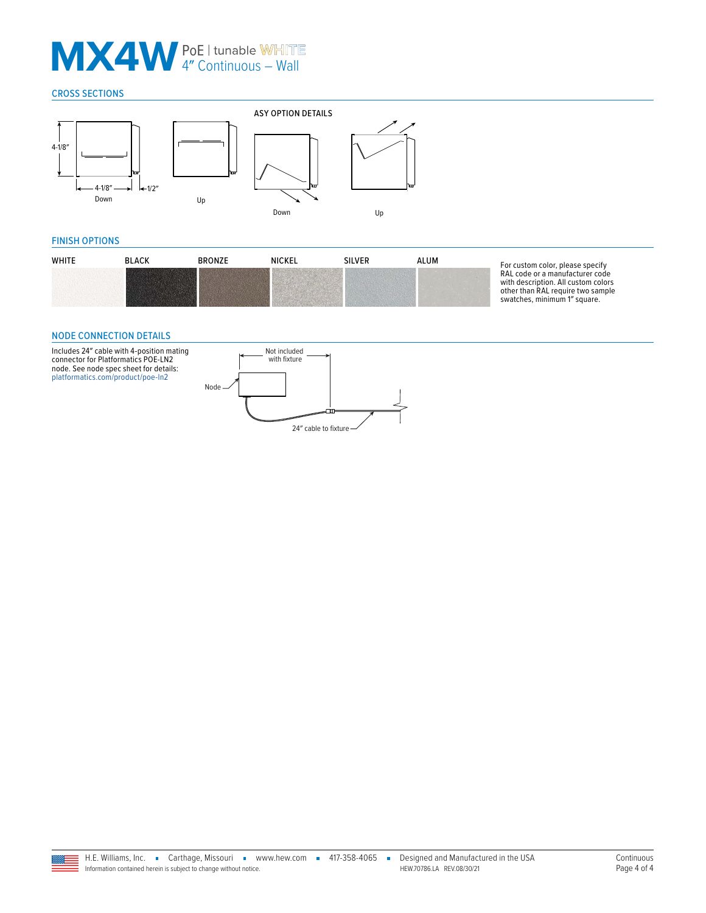# MX4W PoE | tunable WHITE 4" Continuous – Wall

## CROSS SECTIONS

4-1/8"

4-1/8"

1/2"

Down

Up

ASY OPTION DETAILS

Down

Up

## FINISH OPTIONS

WHITE

BLACK

BRONZE

NICKEL

SILVER

ALUM

For custom color, please specify RAL code or a manufacturer code with description. All custom colors other than RAL require two sample swatches, minimum 1" square.

## NODE CONNECTION DETAILS

Includes 24" cable with 4-position mating connector for Platformatics POE-LN2 node. See node spec sheet for details: platformatics.com/product/poe-ln2

Not included with fixture

Node

24" cable to fixture

H.E. Williams, Inc. ▪ Carthage, Missouri ▪ www.hew.com ▪ 417-358-4065 ▪ Designed and Manufactured in the USA

Information contained herein is subject to change without notice. HEW.70786.LA REV.08/30/21